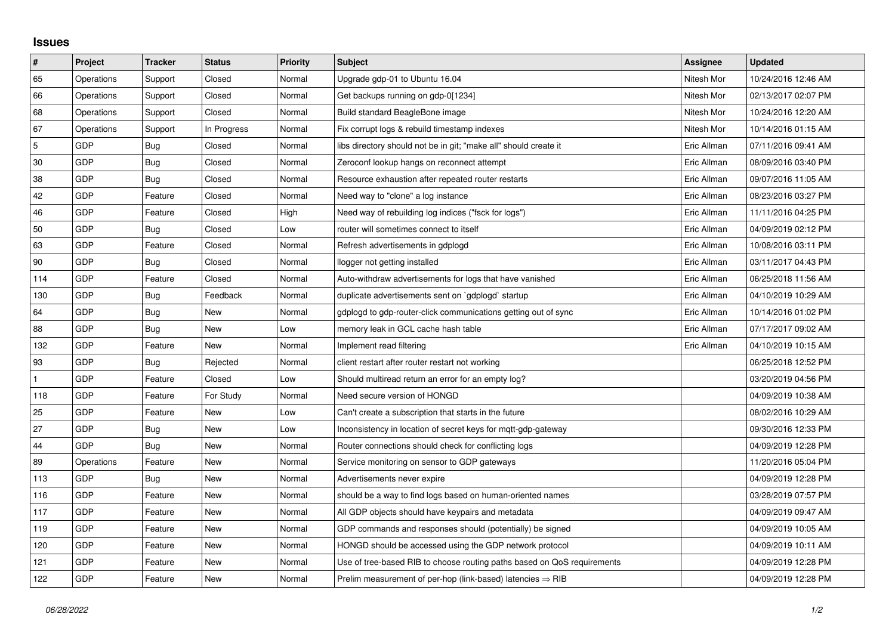## Issues

| # | Project | Tracker | Status | Priority | Subject | Assignee | Updated |
|---|---|---|---|---|---|---|---|
| 65 | Operations | Support | Closed | Normal | Upgrade gdp-01 to Ubuntu 16.04 | Nitesh Mor | 10/24/2016 12:46 AM |
| 66 | Operations | Support | Closed | Normal | Get backups running on gdp-0[1234] | Nitesh Mor | 02/13/2017 02:07 PM |
| 68 | Operations | Support | Closed | Normal | Build standard BeagleBone image | Nitesh Mor | 10/24/2016 12:20 AM |
| 67 | Operations | Support | In Progress | Normal | Fix corrupt logs & rebuild timestamp indexes | Nitesh Mor | 10/14/2016 01:15 AM |
| 5 | GDP | Bug | Closed | Normal | libs directory should not be in git; "make all" should create it | Eric Allman | 07/11/2016 09:41 AM |
| 30 | GDP | Bug | Closed | Normal | Zeroconf lookup hangs on reconnect attempt | Eric Allman | 08/09/2016 03:40 PM |
| 38 | GDP | Bug | Closed | Normal | Resource exhaustion after repeated router restarts | Eric Allman | 09/07/2016 11:05 AM |
| 42 | GDP | Feature | Closed | Normal | Need way to "clone" a log instance | Eric Allman | 08/23/2016 03:27 PM |
| 46 | GDP | Feature | Closed | High | Need way of rebuilding log indices ("fsck for logs") | Eric Allman | 11/11/2016 04:25 PM |
| 50 | GDP | Bug | Closed | Low | router will sometimes connect to itself | Eric Allman | 04/09/2019 02:12 PM |
| 63 | GDP | Feature | Closed | Normal | Refresh advertisements in gdplogd | Eric Allman | 10/08/2016 03:11 PM |
| 90 | GDP | Bug | Closed | Normal | llogger not getting installed | Eric Allman | 03/11/2017 04:43 PM |
| 114 | GDP | Feature | Closed | Normal | Auto-withdraw advertisements for logs that have vanished | Eric Allman | 06/25/2018 11:56 AM |
| 130 | GDP | Bug | Feedback | Normal | duplicate advertisements sent on `gdplogd` startup | Eric Allman | 04/10/2019 10:29 AM |
| 64 | GDP | Bug | New | Normal | gdplogd to gdp-router-click communications getting out of sync | Eric Allman | 10/14/2016 01:02 PM |
| 88 | GDP | Bug | New | Low | memory leak in GCL cache hash table | Eric Allman | 07/17/2017 09:02 AM |
| 132 | GDP | Feature | New | Normal | Implement read filtering | Eric Allman | 04/10/2019 10:15 AM |
| 93 | GDP | Bug | Rejected | Normal | client restart after router restart not working | | 06/25/2018 12:52 PM |
| 1 | GDP | Feature | Closed | Low | Should multiread return an error for an empty log? | | 03/20/2019 04:56 PM |
| 118 | GDP | Feature | For Study | Normal | Need secure version of HONGD | | 04/09/2019 10:38 AM |
| 25 | GDP | Feature | New | Low | Can't create a subscription that starts in the future | | 08/02/2016 10:29 AM |
| 27 | GDP | Bug | New | Low | Inconsistency in location of secret keys for mqtt-gdp-gateway | | 09/30/2016 12:33 PM |
| 44 | GDP | Bug | New | Normal | Router connections should check for conflicting logs | | 04/09/2019 12:28 PM |
| 89 | Operations | Feature | New | Normal | Service monitoring on sensor to GDP gateways | | 11/20/2016 05:04 PM |
| 113 | GDP | Bug | New | Normal | Advertisements never expire | | 04/09/2019 12:28 PM |
| 116 | GDP | Feature | New | Normal | should be a way to find logs based on human-oriented names | | 03/28/2019 07:57 PM |
| 117 | GDP | Feature | New | Normal | All GDP objects should have keypairs and metadata | | 04/09/2019 09:47 AM |
| 119 | GDP | Feature | New | Normal | GDP commands and responses should (potentially) be signed | | 04/09/2019 10:05 AM |
| 120 | GDP | Feature | New | Normal | HONGD should be accessed using the GDP network protocol | | 04/09/2019 10:11 AM |
| 121 | GDP | Feature | New | Normal | Use of tree-based RIB to choose routing paths based on QoS requirements | | 04/09/2019 12:28 PM |
| 122 | GDP | Feature | New | Normal | Prelim measurement of per-hop (link-based) latencies ⇒ RIB | | 04/09/2019 12:28 PM |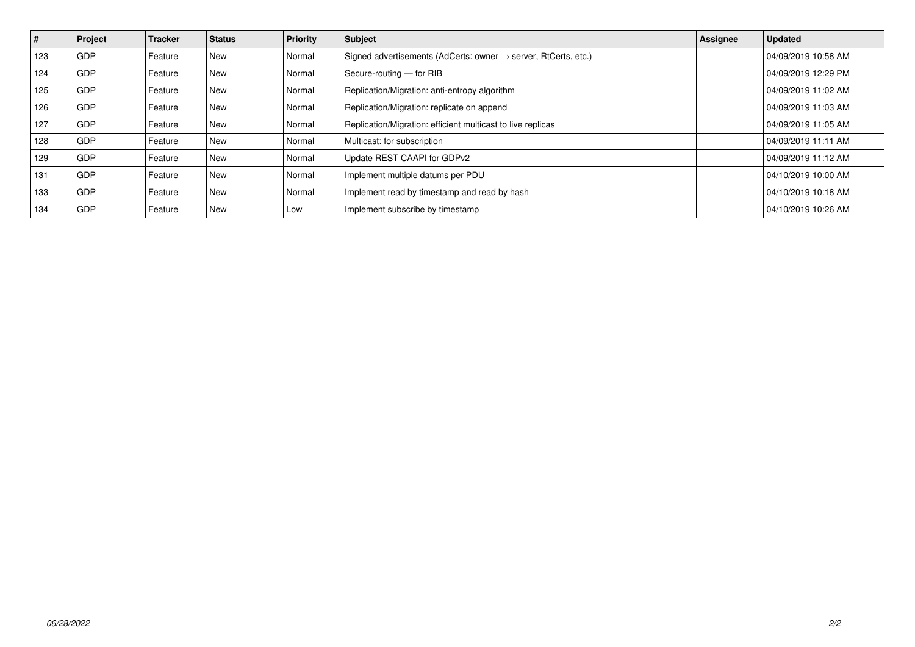| # | Project | Tracker | Status | Priority | Subject | Assignee | Updated |
|---|---|---|---|---|---|---|---|
| 123 | GDP | Feature | New | Normal | Signed advertisements (AdCerts: owner → server, RtCerts, etc.) | | 04/09/2019 10:58 AM |
| 124 | GDP | Feature | New | Normal | Secure-routing — for RIB | | 04/09/2019 12:29 PM |
| 125 | GDP | Feature | New | Normal | Replication/Migration: anti-entropy algorithm | | 04/09/2019 11:02 AM |
| 126 | GDP | Feature | New | Normal | Replication/Migration: replicate on append | | 04/09/2019 11:03 AM |
| 127 | GDP | Feature | New | Normal | Replication/Migration: efficient multicast to live replicas | | 04/09/2019 11:05 AM |
| 128 | GDP | Feature | New | Normal | Multicast: for subscription | | 04/09/2019 11:11 AM |
| 129 | GDP | Feature | New | Normal | Update REST CAAPI for GDPv2 | | 04/09/2019 11:12 AM |
| 131 | GDP | Feature | New | Normal | Implement multiple datums per PDU | | 04/10/2019 10:00 AM |
| 133 | GDP | Feature | New | Normal | Implement read by timestamp and read by hash | | 04/10/2019 10:18 AM |
| 134 | GDP | Feature | New | Low | Implement subscribe by timestamp | | 04/10/2019 10:26 AM |